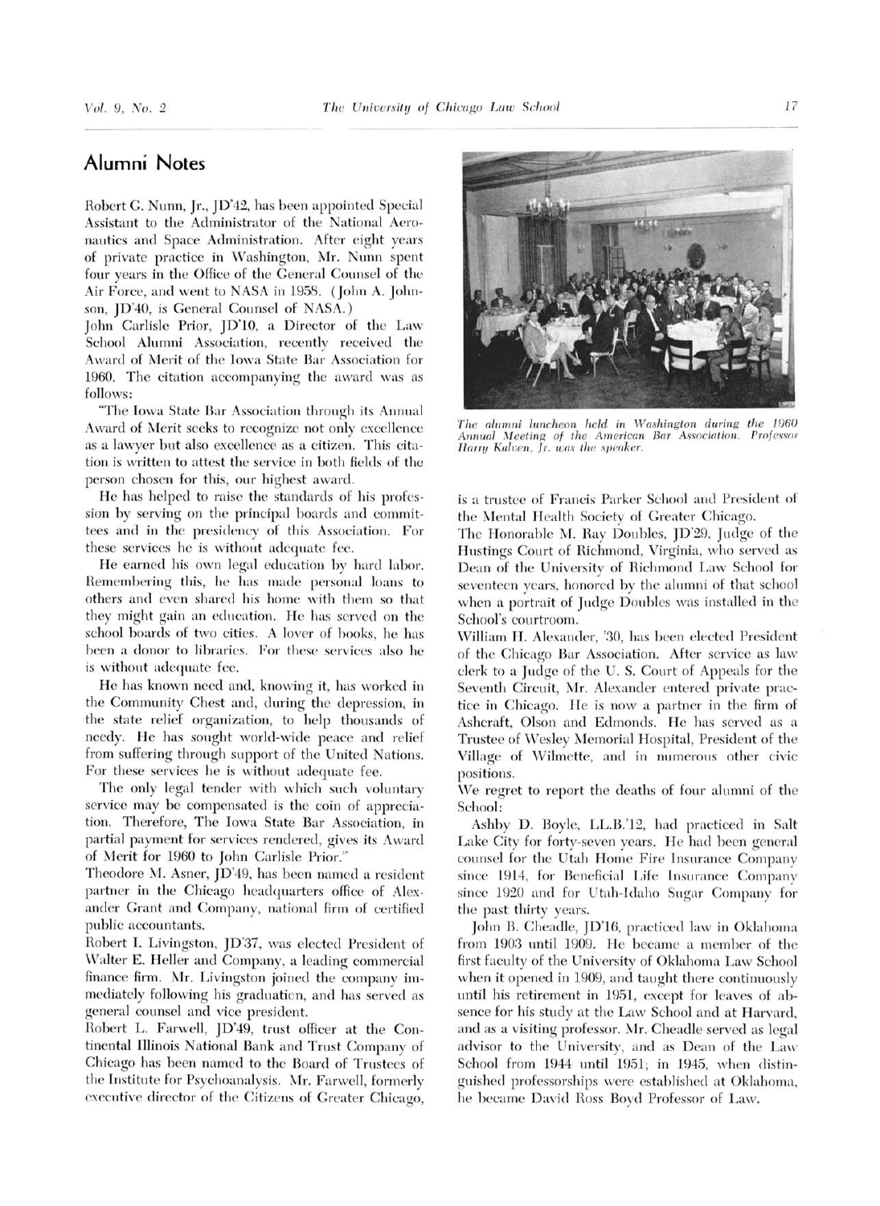## Alumni Notes

Robert C. Nunn, Jr., JD'42, has been appointed Special Assistant to the Administrator of the National Aeronautics and Space Administration. After eight years of private practice in Washington, Mr. Nunn spent four years in the Office of the General Counsel of the Air Force, and went to NASA in 1958. (John A. Johnson, JD'40, is General Counsel of NASA.)

John Carlisle Prior, JD'10, a Director of the Law School Alumni Association, recently received the Award of Merit of the Iowa State Bar Association for 1960. The citation accompanying the award was as follows:

"The Iowa State Bar Association through its Annual Award of Merit seeks to recognize not only excellence as a lawyer but also excellence as a citizen. This citation is written to attest the service in both fields of the person chosen for this, our highest award.

He has helped to raise the standards of his profession by serving on the principal boards and committees and in the presidency of this Association. For these services he is without adequate fee.

He earned his own legal education by hard labor. Remembering this, he has made personal loans to others and even shared his home with them so that they might gain an education. He has served on the school boards of two cities. A lover of books, he has been a donor to libraries. For these services also he is without adequate fee.

He has known need and, knowing it, has worked in the Community Chest and, during the depression, in the state relief organization, to help thousands of needy. He has sought world-wide peace and relief from suffering through support of the United Nations. For these services he is without adequate fee.

The only legal tender with which such voluntary service may be compensated is the coin of appreciation. Therefore, The Iowa State Bar Association, in partial payment for services rendered, gives its Award of Merit for 1960 to John Carlisle Prior."

Theodore M. Asner, JD'49, has been named a resident partner in the Chicago headquarters office of Alexander Grant and Company, national firm of certified public accountants.

Robert I. Livingston, JD'37, was elected President of Walter E. Heller and Company, a leading commercial finance firm. Mr. Livingston joined the company immediately following his graduation, and has served as general counsel and vice president.

Robert L. Farwell, JD'49, trust officer at the Continental Illinois National Bank and Trust Company of Chicago has been named to the Board of Trustees of the Institute for Psychoanalysis. Mr. Farwell, formerly executive director of the Citizens of Greater Chicago, is a trustee of Francis Parker School and President of the Mental Health Society of Greater Chicago.

*The alumni luncheon held in Washington during the 1960 Annual Meeting of the American Bar Association. Professor Harry Kalven, Jr. was the speaker.*

The Honorable M. Ray Doubles, JD'29, Judge of the Hustings Court of Richmond, Virginia, who served as Dean of the University of Richmond Law School for seventeen years, honored by the alumni of that school when a portrait of Judge Doubles was installed in the School's courtroom.

William H. Alexander, '30, has been elected President of the Chicago Bar Association. After service as law clerk to a Judge of the U. S. Court of Appeals for the Seventh Circuit, Mr. Alexander entered private practice in Chicago. He is now a partner in the firm of Ashcraft, Olson and Edmonds. He has served as a Trustee of Wesley Memorial Hospital, President of the Village of Wilmette, and in numerous other civic positions.

We regret to report the deaths of four alumni of the School:

Ashby D. Boyle, LL.B.'12, had practiced in Salt Lake City for forty-seven years. He had been general counsel for the Utah Home Fire Insurance Company since 1914, for Beneficial Life Insurance Company since 1920 and for Utah-Idaho Sugar Company for the past thirty years.

John B. Cheadle, JD'16, practiced law in Oklahoma from 1903 until 1909. He became a member of the first faculty of the University of Oklahoma Law School when it opened in 1909, and taught there continuously until his retirement in 1951, except for leaves of absence for his study at the Law School and at Harvard, and as a visiting professor. Mr. Cheadle served as legal advisor to the University, and as Dean of the Law School from 1944 until 1951; in 1945, when distinguished professorships were established at Oklahoma, he became David Ross Boyd Professor of Law.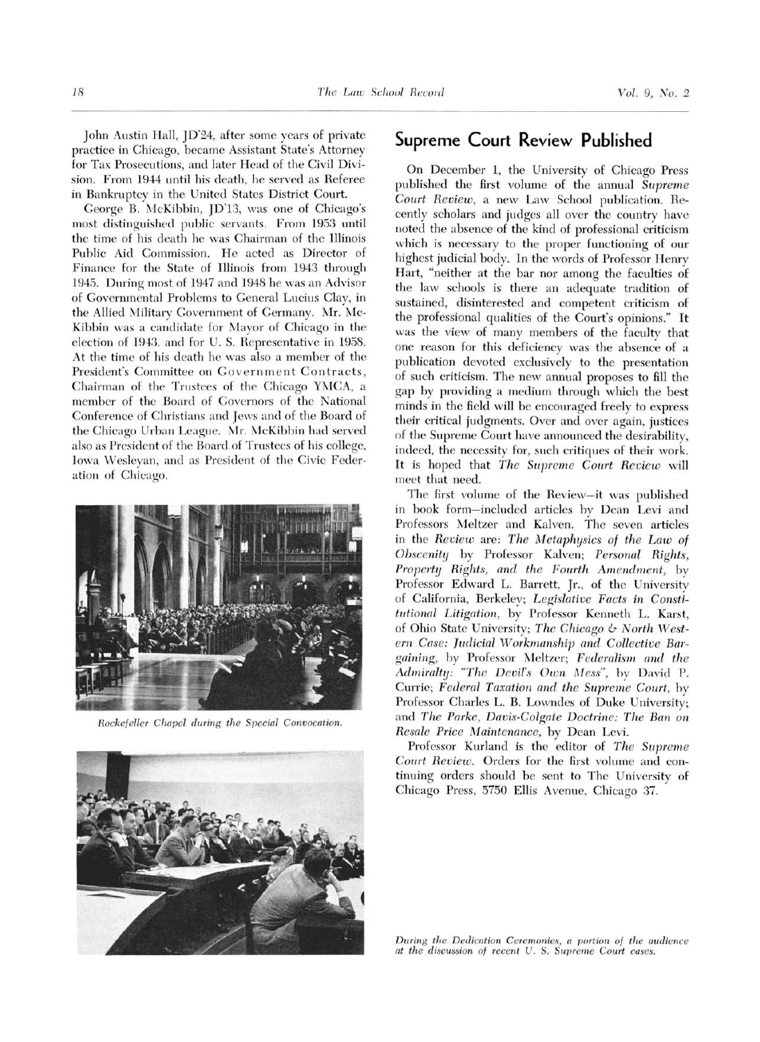John Austin Hall, JD'24, after some years of private practice in Chicago, became Assistant State's Attorney for Tax Prosecutions, and later Head of the Civil Division. From 1944 until his death, he served as Referee in Bankruptcy in the United States District Court.

George B. McKibbin, JD'13, was one of Chicago's most distinguished public servants. From 1953 until the time of his death he was Chairman of the Illinois Public Aid Commission. He acted as Director of Finance for the State of Illinois from 1943 through 1945. During most of 1947 and 1948 he was an Advisor of Governmental Problems to General Lucius Clay, in the Allied Military Government of Germany. Mr. McKibbin was a candidate for Mayor of Chicago in the election of 1943, and for U. S. Representative in 1958. At the time of his death he was also a member of the President's Committee on Government Contracts, Chairman of the Trustees of the Chicago YMCA, a member of the Board of Governors of the National Conference of Christians and Jews and of the Board of the Chicago Urban League. Mr. McKibbin had served also as President of the Board of Trustees of his college, Iowa Wesleyan, and as President of the Civic Federation of Chicago.

Rockefeller Chapel during the Special Convocation.

## Supreme Court Review Published

On December 1, the University of Chicago Press published the first volume of the annual *Supreme Court Review*, a new Law School publication. Recently scholars and judges all over the country have noted the absence of the kind of professional criticism which is necessary to the proper functioning of our highest judicial body. In the words of Professor Henry Hart, "neither at the bar nor among the faculties of the law schools is there an adequate tradition of sustained, disinterested and competent criticism of the professional qualities of the Court's opinions." It was the view of many members of the faculty that one reason for this deficiency was the absence of a publication devoted exclusively to the presentation of such criticism. The new annual proposes to fill the gap by providing a medium through which the best minds in the field will be encouraged freely to express their critical judgments. Over and over again, justices of the Supreme Court have announced the desirability, indeed, the necessity for, such critiques of their work. It is hoped that *The Supreme Court Review* will meet that need.

The first volume of the Review—it was published in book form—included articles by Dean Levi and Professors Meltzer and Kalven. The seven articles in the *Review* are: *The Metaphysics of the Law of Obscenity* by Professor Kalven; *Personal Rights, Property Rights, and the Fourth Amendment,* by Professor Edward L. Barrett, Jr., of the University of California, Berkeley; *Legislative Facts in Constitutional Litigation,* by Professor Kenneth L. Karst, of Ohio State University; *The Chicago & North Western Case: Judicial Workmanship and Collective Bargaining,* by Professor Meltzer; *Federalism and the Admiralty: "The Devil's Own Mess"*, by David P. Currie; *Federal Taxation and the Supreme Court,* by Professor Charles L. B. Lowndes of Duke University; and *The Parke, Davis-Colgate Doctrine: The Ban on Resale Price Maintenance,* by Dean Levi.

Professor Kurland is the editor of *The Supreme Court Review*. Orders for the first volume and continuing orders should be sent to The University of Chicago Press, 5750 Ellis Avenue, Chicago 37.

*During the Dedication Ceremonies, a portion of the audience at the discussion of recent U. S. Supreme Court cases.*